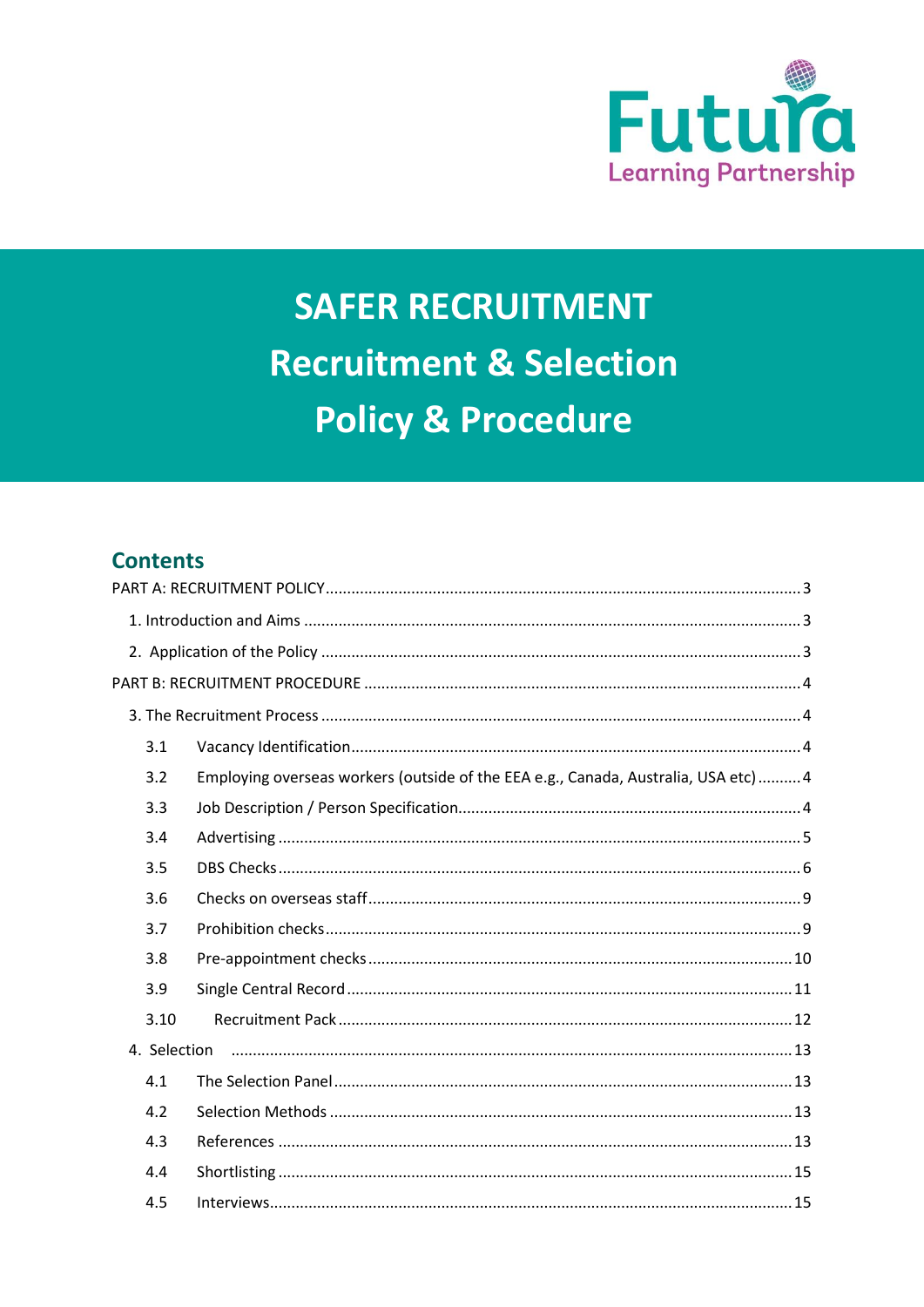Futura
Learning Partnership

# SAFER RECRUITMENT
# Recruitment & Selection
# Policy & Procedure

## Contents

PART A: RECRUITMENT POLICY ........................................ 3

1. Introduction and Aims ........................................ 3

2. Application of the Policy ........................................ 3

PART B: RECRUITMENT PROCEDURE ........................................ 4

3. The Recruitment Process ........................................ 4

- 3.1 Vacancy Identification ........................................ 4
- 3.2 Employing overseas workers (outside of the EEA e.g., Canada, Australia, USA etc) ........................................ 4
- 3.3 Job Description / Person Specification ........................................ 4
- 3.4 Advertising ........................................ 5
- 3.5 DBS Checks ........................................ 6
- 3.6 Checks on overseas staff ........................................ 9
- 3.7 Prohibition checks ........................................ 9
- 3.8 Pre-appointment checks ........................................ 10
- 3.9 Single Central Record ........................................ 11
- 3.10 Recruitment Pack ........................................ 12

4. Selection ........................................ 13

- 4.1 The Selection Panel ........................................ 13
- 4.2 Selection Methods ........................................ 13
- 4.3 References ........................................ 13
- 4.4 Shortlisting ........................................ 15
- 4.5 Interviews ........................................ 15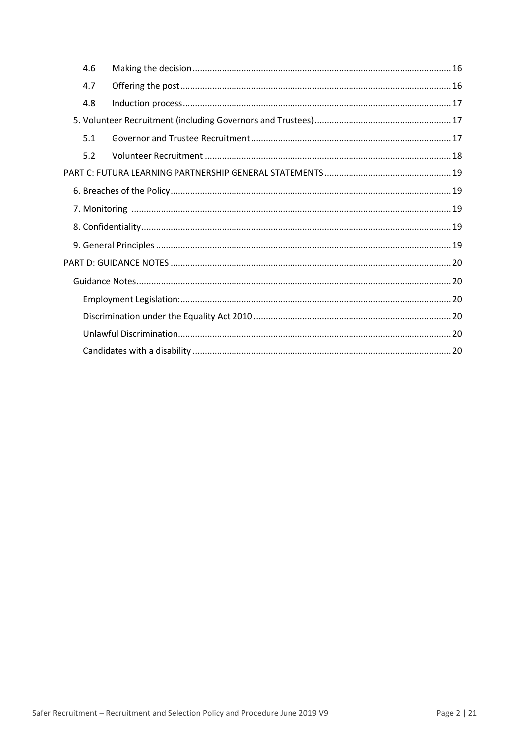| | | |
|---|---|---|
| 4.6 | Making the decision | 16 |
| 4.7 | Offering the post | 16 |
| 4.8 | Induction process | 17 |
| 5. Volunteer Recruitment (including Governors and Trustees) | | 17 |
| 5.1 | Governor and Trustee Recruitment | 17 |
| 5.2 | Volunteer Recruitment | 18 |
| PART C: FUTURA LEARNING PARTNERSHIP GENERAL STATEMENTS | | 19 |
| 6. Breaches of the Policy | | 19 |
| 7. Monitoring | | 19 |
| 8. Confidentiality | | 19 |
| 9. General Principles | | 19 |
| PART D: GUIDANCE NOTES | | 20 |
| Guidance Notes | | 20 |
| Employment Legislation: | | 20 |
| Discrimination under the Equality Act 2010 | | 20 |
| Unlawful Discrimination | | 20 |
| Candidates with a disability | | 20 |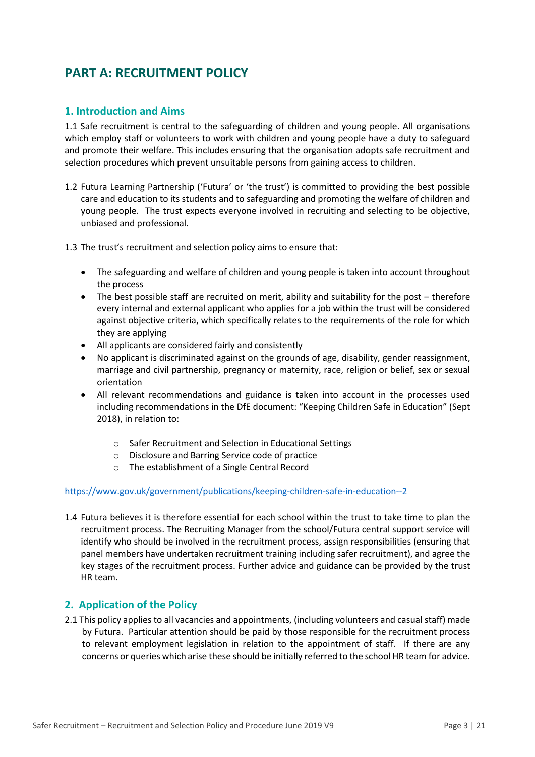# PART A: RECRUITMENT POLICY

## 1. Introduction and Aims

1.1 Safe recruitment is central to the safeguarding of children and young people. All organisations which employ staff or volunteers to work with children and young people have a duty to safeguard and promote their welfare. This includes ensuring that the organisation adopts safe recruitment and selection procedures which prevent unsuitable persons from gaining access to children.

1.2 Futura Learning Partnership ('Futura' or 'the trust') is committed to providing the best possible care and education to its students and to safeguarding and promoting the welfare of children and young people. The trust expects everyone involved in recruiting and selecting to be objective, unbiased and professional.

1.3 The trust's recruitment and selection policy aims to ensure that:

- The safeguarding and welfare of children and young people is taken into account throughout the process
- The best possible staff are recruited on merit, ability and suitability for the post – therefore every internal and external applicant who applies for a job within the trust will be considered against objective criteria, which specifically relates to the requirements of the role for which they are applying
- All applicants are considered fairly and consistently
- No applicant is discriminated against on the grounds of age, disability, gender reassignment, marriage and civil partnership, pregnancy or maternity, race, religion or belief, sex or sexual orientation
- All relevant recommendations and guidance is taken into account in the processes used including recommendations in the DfE document: "Keeping Children Safe in Education" (Sept 2018), in relation to:
    - Safer Recruitment and Selection in Educational Settings
    - Disclosure and Barring Service code of practice
    - The establishment of a Single Central Record

https://www.gov.uk/government/publications/keeping-children-safe-in-education--2

1.4 Futura believes it is therefore essential for each school within the trust to take time to plan the recruitment process. The Recruiting Manager from the school/Futura central support service will identify who should be involved in the recruitment process, assign responsibilities (ensuring that panel members have undertaken recruitment training including safer recruitment), and agree the key stages of the recruitment process. Further advice and guidance can be provided by the trust HR team.

## 2. Application of the Policy

2.1 This policy applies to all vacancies and appointments, (including volunteers and casual staff) made by Futura. Particular attention should be paid by those responsible for the recruitment process to relevant employment legislation in relation to the appointment of staff. If there are any concerns or queries which arise these should be initially referred to the school HR team for advice.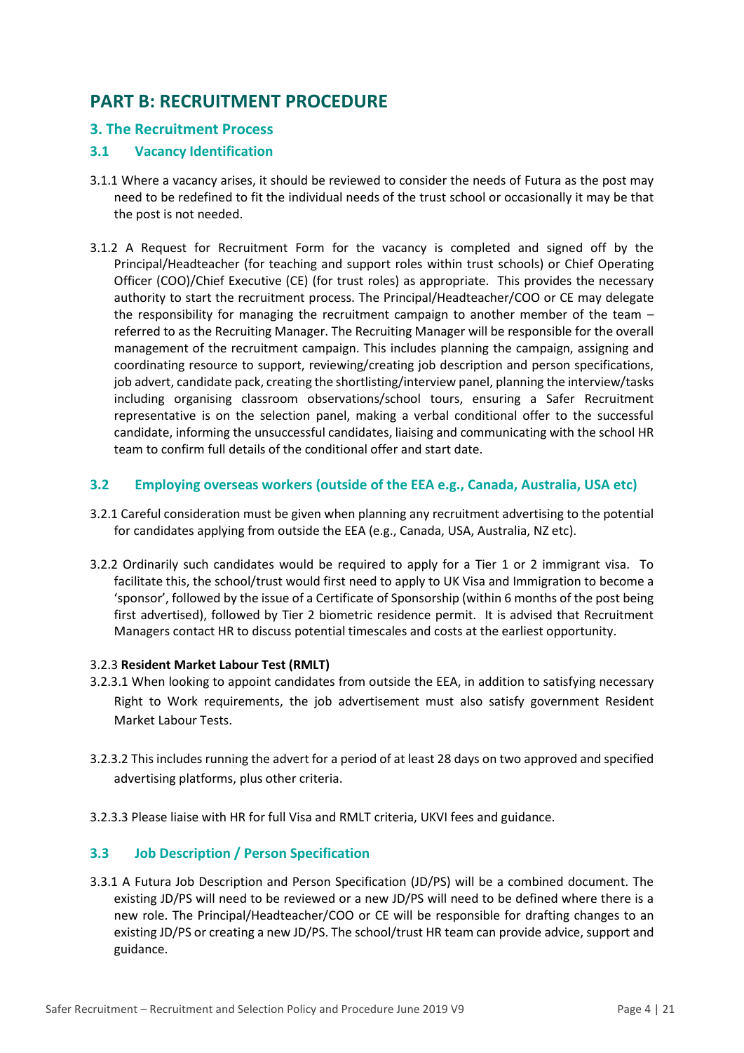# PART B: RECRUITMENT PROCEDURE

## 3. The Recruitment Process

### 3.1 Vacancy Identification

3.1.1 Where a vacancy arises, it should be reviewed to consider the needs of Futura as the post may need to be redefined to fit the individual needs of the trust school or occasionally it may be that the post is not needed.

3.1.2 A Request for Recruitment Form for the vacancy is completed and signed off by the Principal/Headteacher (for teaching and support roles within trust schools) or Chief Operating Officer (COO)/Chief Executive (CE) (for trust roles) as appropriate. This provides the necessary authority to start the recruitment process. The Principal/Headteacher/COO or CE may delegate the responsibility for managing the recruitment campaign to another member of the team – referred to as the Recruiting Manager. The Recruiting Manager will be responsible for the overall management of the recruitment campaign. This includes planning the campaign, assigning and coordinating resource to support, reviewing/creating job description and person specifications, job advert, candidate pack, creating the shortlisting/interview panel, planning the interview/tasks including organising classroom observations/school tours, ensuring a Safer Recruitment representative is on the selection panel, making a verbal conditional offer to the successful candidate, informing the unsuccessful candidates, liaising and communicating with the school HR team to confirm full details of the conditional offer and start date.

### 3.2 Employing overseas workers (outside of the EEA e.g., Canada, Australia, USA etc)

3.2.1 Careful consideration must be given when planning any recruitment advertising to the potential for candidates applying from outside the EEA (e.g., Canada, USA, Australia, NZ etc).

3.2.2 Ordinarily such candidates would be required to apply for a Tier 1 or 2 immigrant visa. To facilitate this, the school/trust would first need to apply to UK Visa and Immigration to become a 'sponsor', followed by the issue of a Certificate of Sponsorship (within 6 months of the post being first advertised), followed by Tier 2 biometric residence permit. It is advised that Recruitment Managers contact HR to discuss potential timescales and costs at the earliest opportunity.

3.2.3 **Resident Market Labour Test (RMLT)**

3.2.3.1 When looking to appoint candidates from outside the EEA, in addition to satisfying necessary Right to Work requirements, the job advertisement must also satisfy government Resident Market Labour Tests.

3.2.3.2 This includes running the advert for a period of at least 28 days on two approved and specified advertising platforms, plus other criteria.

3.2.3.3 Please liaise with HR for full Visa and RMLT criteria, UKVI fees and guidance.

### 3.3 Job Description / Person Specification

3.3.1 A Futura Job Description and Person Specification (JD/PS) will be a combined document. The existing JD/PS will need to be reviewed or a new JD/PS will need to be defined where there is a new role. The Principal/Headteacher/COO or CE will be responsible for drafting changes to an existing JD/PS or creating a new JD/PS. The school/trust HR team can provide advice, support and guidance.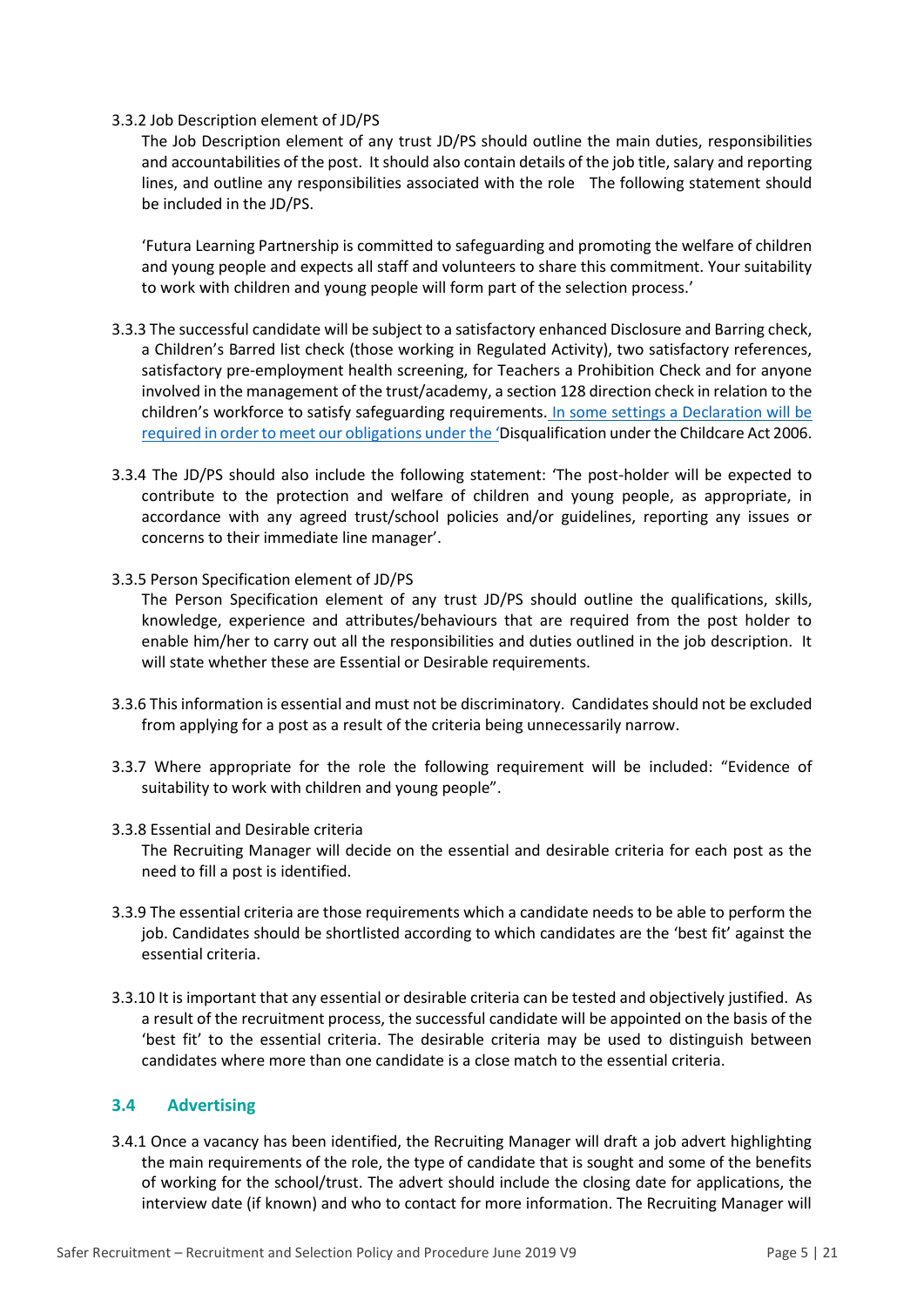3.3.2 Job Description element of JD/PS

The Job Description element of any trust JD/PS should outline the main duties, responsibilities and accountabilities of the post. It should also contain details of the job title, salary and reporting lines, and outline any responsibilities associated with the role The following statement should be included in the JD/PS.

'Futura Learning Partnership is committed to safeguarding and promoting the welfare of children and young people and expects all staff and volunteers to share this commitment. Your suitability to work with children and young people will form part of the selection process.'

3.3.3 The successful candidate will be subject to a satisfactory enhanced Disclosure and Barring check, a Children's Barred list check (those working in Regulated Activity), two satisfactory references, satisfactory pre-employment health screening, for Teachers a Prohibition Check and for anyone involved in the management of the trust/academy, a section 128 direction check in relation to the children's workforce to satisfy safeguarding requirements. In some settings a Declaration will be required in order to meet our obligations under the 'Disqualification under the Childcare Act 2006.

3.3.4 The JD/PS should also include the following statement: 'The post-holder will be expected to contribute to the protection and welfare of children and young people, as appropriate, in accordance with any agreed trust/school policies and/or guidelines, reporting any issues or concerns to their immediate line manager'.

3.3.5 Person Specification element of JD/PS

The Person Specification element of any trust JD/PS should outline the qualifications, skills, knowledge, experience and attributes/behaviours that are required from the post holder to enable him/her to carry out all the responsibilities and duties outlined in the job description. It will state whether these are Essential or Desirable requirements.

3.3.6 This information is essential and must not be discriminatory. Candidates should not be excluded from applying for a post as a result of the criteria being unnecessarily narrow.

3.3.7 Where appropriate for the role the following requirement will be included: "Evidence of suitability to work with children and young people".

3.3.8 Essential and Desirable criteria

The Recruiting Manager will decide on the essential and desirable criteria for each post as the need to fill a post is identified.

3.3.9 The essential criteria are those requirements which a candidate needs to be able to perform the job. Candidates should be shortlisted according to which candidates are the 'best fit' against the essential criteria.

3.3.10 It is important that any essential or desirable criteria can be tested and objectively justified. As a result of the recruitment process, the successful candidate will be appointed on the basis of the 'best fit' to the essential criteria. The desirable criteria may be used to distinguish between candidates where more than one candidate is a close match to the essential criteria.

## 3.4 Advertising

3.4.1 Once a vacancy has been identified, the Recruiting Manager will draft a job advert highlighting the main requirements of the role, the type of candidate that is sought and some of the benefits of working for the school/trust. The advert should include the closing date for applications, the interview date (if known) and who to contact for more information. The Recruiting Manager will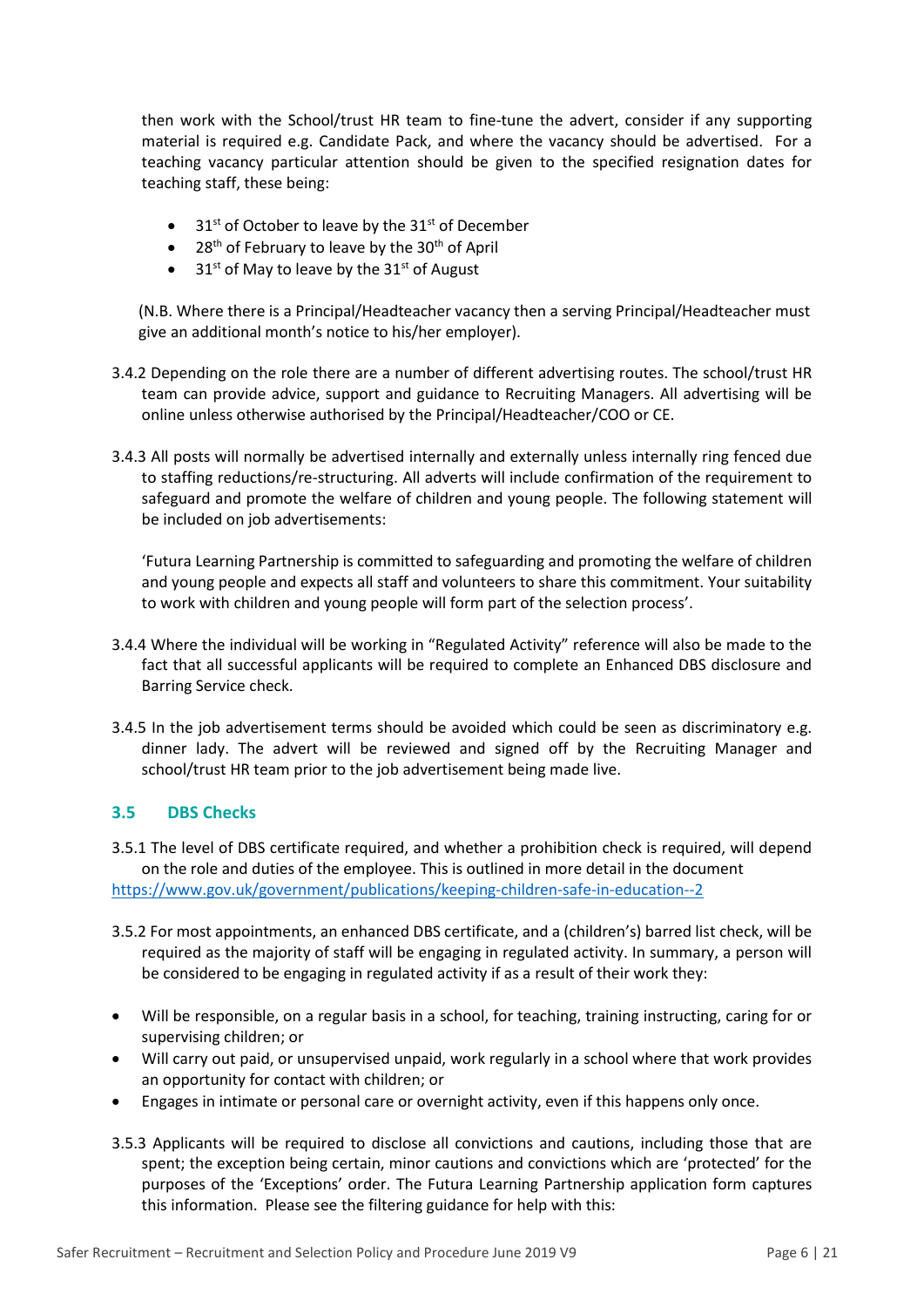then work with the School/trust HR team to fine-tune the advert, consider if any supporting material is required e.g. Candidate Pack, and where the vacancy should be advertised. For a teaching vacancy particular attention should be given to the specified resignation dates for teaching staff, these being:

- 31st of October to leave by the 31st of December
- 28th of February to leave by the 30th of April
- 31st of May to leave by the 31st of August

(N.B. Where there is a Principal/Headteacher vacancy then a serving Principal/Headteacher must give an additional month's notice to his/her employer).

3.4.2 Depending on the role there are a number of different advertising routes. The school/trust HR team can provide advice, support and guidance to Recruiting Managers. All advertising will be online unless otherwise authorised by the Principal/Headteacher/COO or CE.

3.4.3 All posts will normally be advertised internally and externally unless internally ring fenced due to staffing reductions/re-structuring. All adverts will include confirmation of the requirement to safeguard and promote the welfare of children and young people. The following statement will be included on job advertisements:

'Futura Learning Partnership is committed to safeguarding and promoting the welfare of children and young people and expects all staff and volunteers to share this commitment. Your suitability to work with children and young people will form part of the selection process'.

3.4.4 Where the individual will be working in "Regulated Activity" reference will also be made to the fact that all successful applicants will be required to complete an Enhanced DBS disclosure and Barring Service check.

3.4.5 In the job advertisement terms should be avoided which could be seen as discriminatory e.g. dinner lady. The advert will be reviewed and signed off by the Recruiting Manager and school/trust HR team prior to the job advertisement being made live.

### 3.5 DBS Checks

3.5.1 The level of DBS certificate required, and whether a prohibition check is required, will depend on the role and duties of the employee. This is outlined in more detail in the document https://www.gov.uk/government/publications/keeping-children-safe-in-education--2

3.5.2 For most appointments, an enhanced DBS certificate, and a (children's) barred list check, will be required as the majority of staff will be engaging in regulated activity. In summary, a person will be considered to be engaging in regulated activity if as a result of their work they:

- Will be responsible, on a regular basis in a school, for teaching, training instructing, caring for or supervising children; or
- Will carry out paid, or unsupervised unpaid, work regularly in a school where that work provides an opportunity for contact with children; or
- Engages in intimate or personal care or overnight activity, even if this happens only once.

3.5.3 Applicants will be required to disclose all convictions and cautions, including those that are spent; the exception being certain, minor cautions and convictions which are 'protected' for the purposes of the 'Exceptions' order. The Futura Learning Partnership application form captures this information. Please see the filtering guidance for help with this: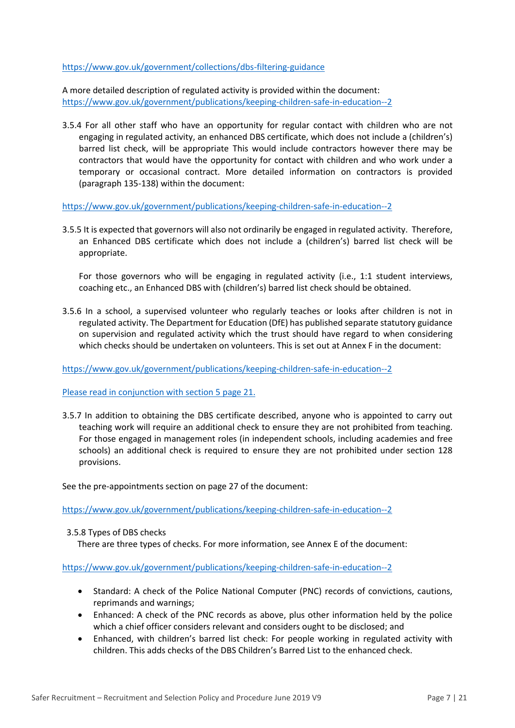https://www.gov.uk/government/collections/dbs-filtering-guidance

A more detailed description of regulated activity is provided within the document: https://www.gov.uk/government/publications/keeping-children-safe-in-education--2

3.5.4 For all other staff who have an opportunity for regular contact with children who are not engaging in regulated activity, an enhanced DBS certificate, which does not include a (children's) barred list check, will be appropriate This would include contractors however there may be contractors that would have the opportunity for contact with children and who work under a temporary or occasional contract. More detailed information on contractors is provided (paragraph 135-138) within the document:

https://www.gov.uk/government/publications/keeping-children-safe-in-education--2

3.5.5 It is expected that governors will also not ordinarily be engaged in regulated activity. Therefore, an Enhanced DBS certificate which does not include a (children's) barred list check will be appropriate.

For those governors who will be engaging in regulated activity (i.e., 1:1 student interviews, coaching etc., an Enhanced DBS with (children's) barred list check should be obtained.

3.5.6 In a school, a supervised volunteer who regularly teaches or looks after children is not in regulated activity. The Department for Education (DfE) has published separate statutory guidance on supervision and regulated activity which the trust should have regard to when considering which checks should be undertaken on volunteers. This is set out at Annex F in the document:

https://www.gov.uk/government/publications/keeping-children-safe-in-education--2

Please read in conjunction with section 5 page 21.

3.5.7 In addition to obtaining the DBS certificate described, anyone who is appointed to carry out teaching work will require an additional check to ensure they are not prohibited from teaching. For those engaged in management roles (in independent schools, including academies and free schools) an additional check is required to ensure they are not prohibited under section 128 provisions.

See the pre-appointments section on page 27 of the document:

https://www.gov.uk/government/publications/keeping-children-safe-in-education--2

3.5.8 Types of DBS checks

There are three types of checks. For more information, see Annex E of the document:

https://www.gov.uk/government/publications/keeping-children-safe-in-education--2

- Standard: A check of the Police National Computer (PNC) records of convictions, cautions, reprimands and warnings;
- Enhanced: A check of the PNC records as above, plus other information held by the police which a chief officer considers relevant and considers ought to be disclosed; and
- Enhanced, with children's barred list check: For people working in regulated activity with children. This adds checks of the DBS Children's Barred List to the enhanced check.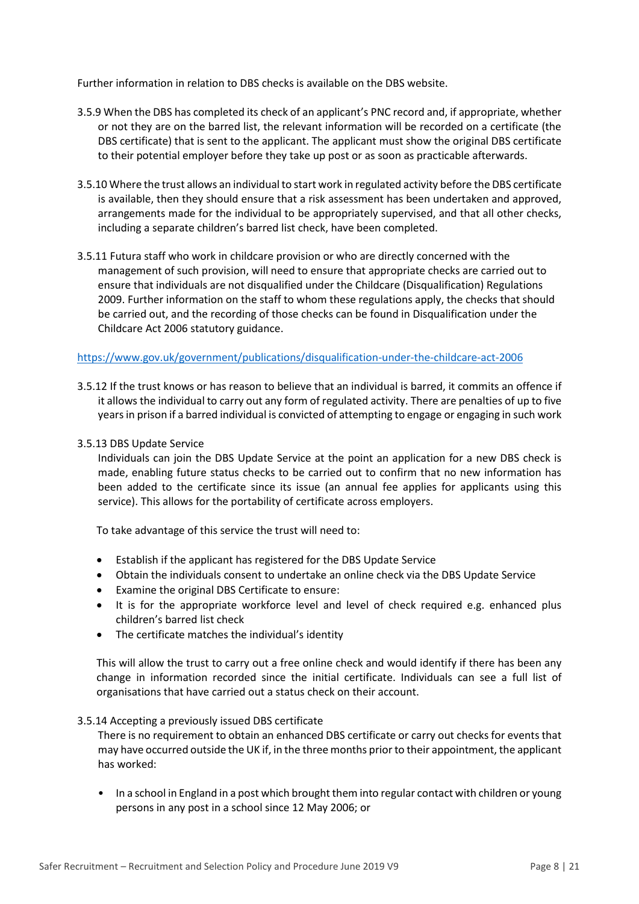Further information in relation to DBS checks is available on the DBS website.

3.5.9 When the DBS has completed its check of an applicant's PNC record and, if appropriate, whether or not they are on the barred list, the relevant information will be recorded on a certificate (the DBS certificate) that is sent to the applicant. The applicant must show the original DBS certificate to their potential employer before they take up post or as soon as practicable afterwards.

3.5.10 Where the trust allows an individual to start work in regulated activity before the DBS certificate is available, then they should ensure that a risk assessment has been undertaken and approved, arrangements made for the individual to be appropriately supervised, and that all other checks, including a separate children's barred list check, have been completed.

3.5.11 Futura staff who work in childcare provision or who are directly concerned with the management of such provision, will need to ensure that appropriate checks are carried out to ensure that individuals are not disqualified under the Childcare (Disqualification) Regulations 2009. Further information on the staff to whom these regulations apply, the checks that should be carried out, and the recording of those checks can be found in Disqualification under the Childcare Act 2006 statutory guidance.

https://www.gov.uk/government/publications/disqualification-under-the-childcare-act-2006

3.5.12 If the trust knows or has reason to believe that an individual is barred, it commits an offence if it allows the individual to carry out any form of regulated activity. There are penalties of up to five years in prison if a barred individual is convicted of attempting to engage or engaging in such work

3.5.13 DBS Update Service

Individuals can join the DBS Update Service at the point an application for a new DBS check is made, enabling future status checks to be carried out to confirm that no new information has been added to the certificate since its issue (an annual fee applies for applicants using this service). This allows for the portability of certificate across employers.

To take advantage of this service the trust will need to:

- Establish if the applicant has registered for the DBS Update Service
- Obtain the individuals consent to undertake an online check via the DBS Update Service
- Examine the original DBS Certificate to ensure:
- It is for the appropriate workforce level and level of check required e.g. enhanced plus children's barred list check
- The certificate matches the individual's identity

This will allow the trust to carry out a free online check and would identify if there has been any change in information recorded since the initial certificate. Individuals can see a full list of organisations that have carried out a status check on their account.

3.5.14 Accepting a previously issued DBS certificate

There is no requirement to obtain an enhanced DBS certificate or carry out checks for events that may have occurred outside the UK if, in the three months prior to their appointment, the applicant has worked:

- In a school in England in a post which brought them into regular contact with children or young persons in any post in a school since 12 May 2006; or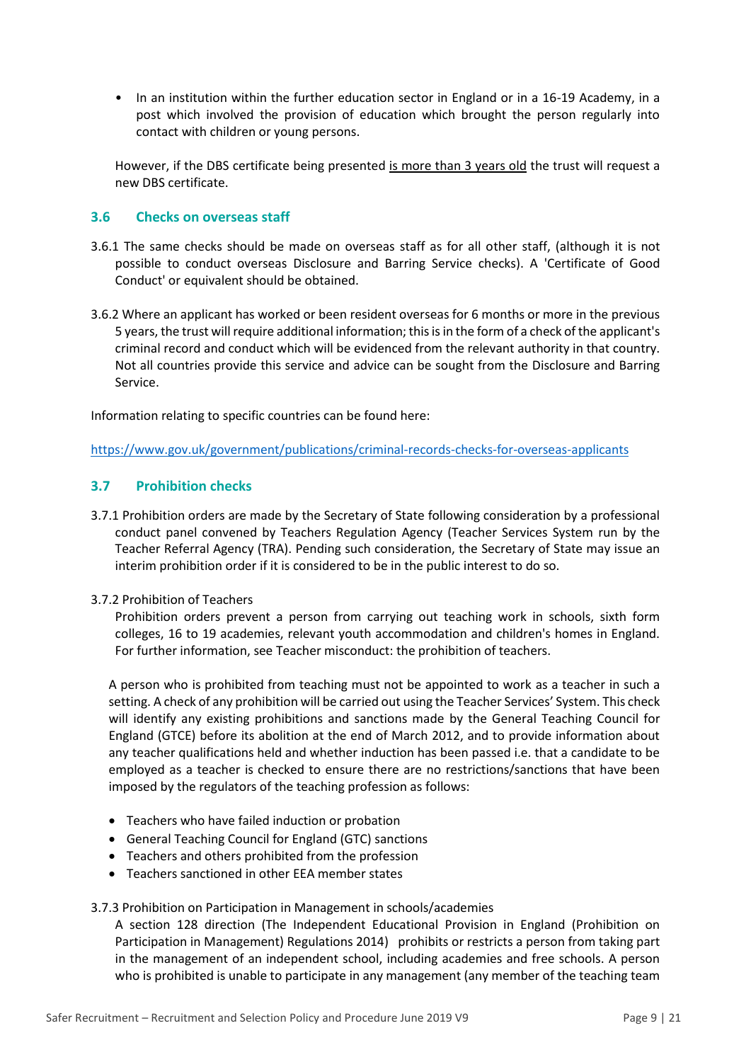- In an institution within the further education sector in England or in a 16-19 Academy, in a post which involved the provision of education which brought the person regularly into contact with children or young persons.

However, if the DBS certificate being presented is more than 3 years old the trust will request a new DBS certificate.

### 3.6 Checks on overseas staff

3.6.1 The same checks should be made on overseas staff as for all other staff, (although it is not possible to conduct overseas Disclosure and Barring Service checks). A 'Certificate of Good Conduct' or equivalent should be obtained.

3.6.2 Where an applicant has worked or been resident overseas for 6 months or more in the previous 5 years, the trust will require additional information; this is in the form of a check of the applicant's criminal record and conduct which will be evidenced from the relevant authority in that country. Not all countries provide this service and advice can be sought from the Disclosure and Barring Service.

Information relating to specific countries can be found here:

https://www.gov.uk/government/publications/criminal-records-checks-for-overseas-applicants

### 3.7 Prohibition checks

3.7.1 Prohibition orders are made by the Secretary of State following consideration by a professional conduct panel convened by Teachers Regulation Agency (Teacher Services System run by the Teacher Referral Agency (TRA). Pending such consideration, the Secretary of State may issue an interim prohibition order if it is considered to be in the public interest to do so.

3.7.2 Prohibition of Teachers
Prohibition orders prevent a person from carrying out teaching work in schools, sixth form colleges, 16 to 19 academies, relevant youth accommodation and children's homes in England. For further information, see Teacher misconduct: the prohibition of teachers.

A person who is prohibited from teaching must not be appointed to work as a teacher in such a setting. A check of any prohibition will be carried out using the Teacher Services' System. This check will identify any existing prohibitions and sanctions made by the General Teaching Council for England (GTCE) before its abolition at the end of March 2012, and to provide information about any teacher qualifications held and whether induction has been passed i.e. that a candidate to be employed as a teacher is checked to ensure there are no restrictions/sanctions that have been imposed by the regulators of the teaching profession as follows:

- Teachers who have failed induction or probation
- General Teaching Council for England (GTC) sanctions
- Teachers and others prohibited from the profession
- Teachers sanctioned in other EEA member states

3.7.3 Prohibition on Participation in Management in schools/academies
A section 128 direction (The Independent Educational Provision in England (Prohibition on Participation in Management) Regulations 2014) prohibits or restricts a person from taking part in the management of an independent school, including academies and free schools. A person who is prohibited is unable to participate in any management (any member of the teaching team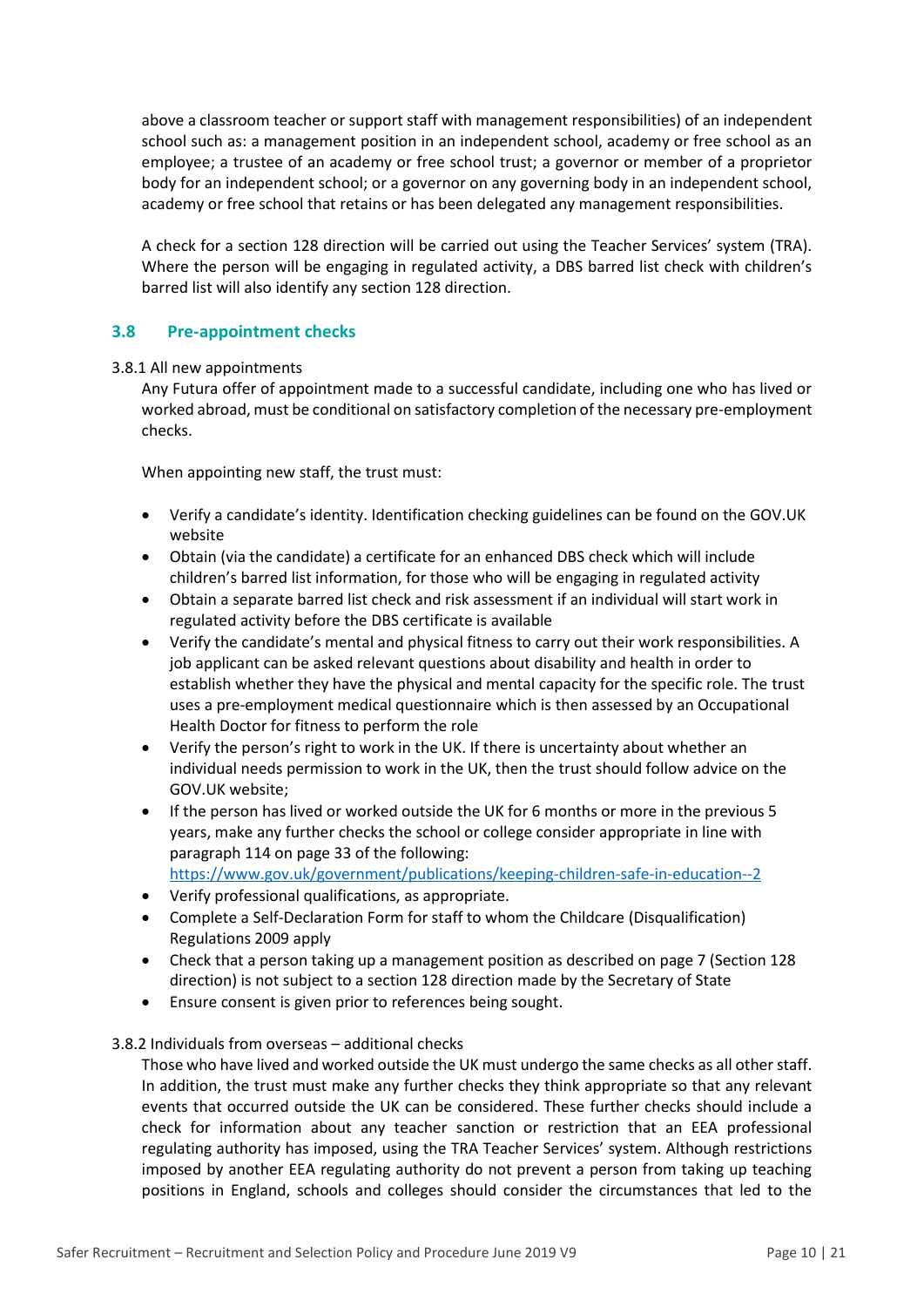above a classroom teacher or support staff with management responsibilities) of an independent school such as: a management position in an independent school, academy or free school as an employee; a trustee of an academy or free school trust; a governor or member of a proprietor body for an independent school; or a governor on any governing body in an independent school, academy or free school that retains or has been delegated any management responsibilities.

A check for a section 128 direction will be carried out using the Teacher Services' system (TRA). Where the person will be engaging in regulated activity, a DBS barred list check with children's barred list will also identify any section 128 direction.

### 3.8 Pre-appointment checks

3.8.1 All new appointments

Any Futura offer of appointment made to a successful candidate, including one who has lived or worked abroad, must be conditional on satisfactory completion of the necessary pre-employment checks.

When appointing new staff, the trust must:

- Verify a candidate's identity. Identification checking guidelines can be found on the GOV.UK website
- Obtain (via the candidate) a certificate for an enhanced DBS check which will include children's barred list information, for those who will be engaging in regulated activity
- Obtain a separate barred list check and risk assessment if an individual will start work in regulated activity before the DBS certificate is available
- Verify the candidate's mental and physical fitness to carry out their work responsibilities. A job applicant can be asked relevant questions about disability and health in order to establish whether they have the physical and mental capacity for the specific role. The trust uses a pre-employment medical questionnaire which is then assessed by an Occupational Health Doctor for fitness to perform the role
- Verify the person's right to work in the UK. If there is uncertainty about whether an individual needs permission to work in the UK, then the trust should follow advice on the GOV.UK website;
- If the person has lived or worked outside the UK for 6 months or more in the previous 5 years, make any further checks the school or college consider appropriate in line with paragraph 114 on page 33 of the following: https://www.gov.uk/government/publications/keeping-children-safe-in-education--2
- Verify professional qualifications, as appropriate.
- Complete a Self-Declaration Form for staff to whom the Childcare (Disqualification) Regulations 2009 apply
- Check that a person taking up a management position as described on page 7 (Section 128 direction) is not subject to a section 128 direction made by the Secretary of State
- Ensure consent is given prior to references being sought.

3.8.2 Individuals from overseas – additional checks

Those who have lived and worked outside the UK must undergo the same checks as all other staff. In addition, the trust must make any further checks they think appropriate so that any relevant events that occurred outside the UK can be considered. These further checks should include a check for information about any teacher sanction or restriction that an EEA professional regulating authority has imposed, using the TRA Teacher Services' system. Although restrictions imposed by another EEA regulating authority do not prevent a person from taking up teaching positions in England, schools and colleges should consider the circumstances that led to the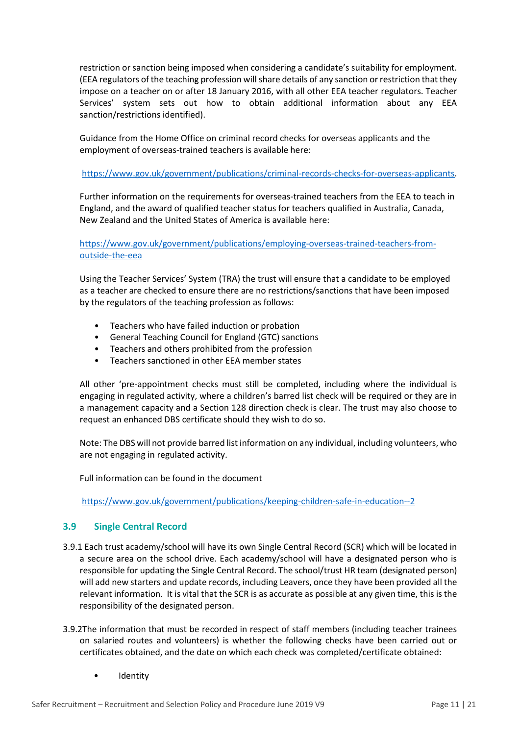restriction or sanction being imposed when considering a candidate's suitability for employment. (EEA regulators of the teaching profession will share details of any sanction or restriction that they impose on a teacher on or after 18 January 2016, with all other EEA teacher regulators. Teacher Services' system sets out how to obtain additional information about any EEA sanction/restrictions identified).

Guidance from the Home Office on criminal record checks for overseas applicants and the employment of overseas-trained teachers is available here:

https://www.gov.uk/government/publications/criminal-records-checks-for-overseas-applicants.

Further information on the requirements for overseas-trained teachers from the EEA to teach in England, and the award of qualified teacher status for teachers qualified in Australia, Canada, New Zealand and the United States of America is available here:

https://www.gov.uk/government/publications/employing-overseas-trained-teachers-from-outside-the-eea

Using the Teacher Services' System (TRA) the trust will ensure that a candidate to be employed as a teacher are checked to ensure there are no restrictions/sanctions that have been imposed by the regulators of the teaching profession as follows:

- Teachers who have failed induction or probation
- General Teaching Council for England (GTC) sanctions
- Teachers and others prohibited from the profession
- Teachers sanctioned in other EEA member states

All other 'pre-appointment checks must still be completed, including where the individual is engaging in regulated activity, where a children's barred list check will be required or they are in a management capacity and a Section 128 direction check is clear. The trust may also choose to request an enhanced DBS certificate should they wish to do so.

Note: The DBS will not provide barred list information on any individual, including volunteers, who are not engaging in regulated activity.

Full information can be found in the document

https://www.gov.uk/government/publications/keeping-children-safe-in-education--2

### 3.9 Single Central Record

3.9.1 Each trust academy/school will have its own Single Central Record (SCR) which will be located in a secure area on the school drive. Each academy/school will have a designated person who is responsible for updating the Single Central Record. The school/trust HR team (designated person) will add new starters and update records, including Leavers, once they have been provided all the relevant information. It is vital that the SCR is as accurate as possible at any given time, this is the responsibility of the designated person.

3.9.2 The information that must be recorded in respect of staff members (including teacher trainees on salaried routes and volunteers) is whether the following checks have been carried out or certificates obtained, and the date on which each check was completed/certificate obtained:

- Identity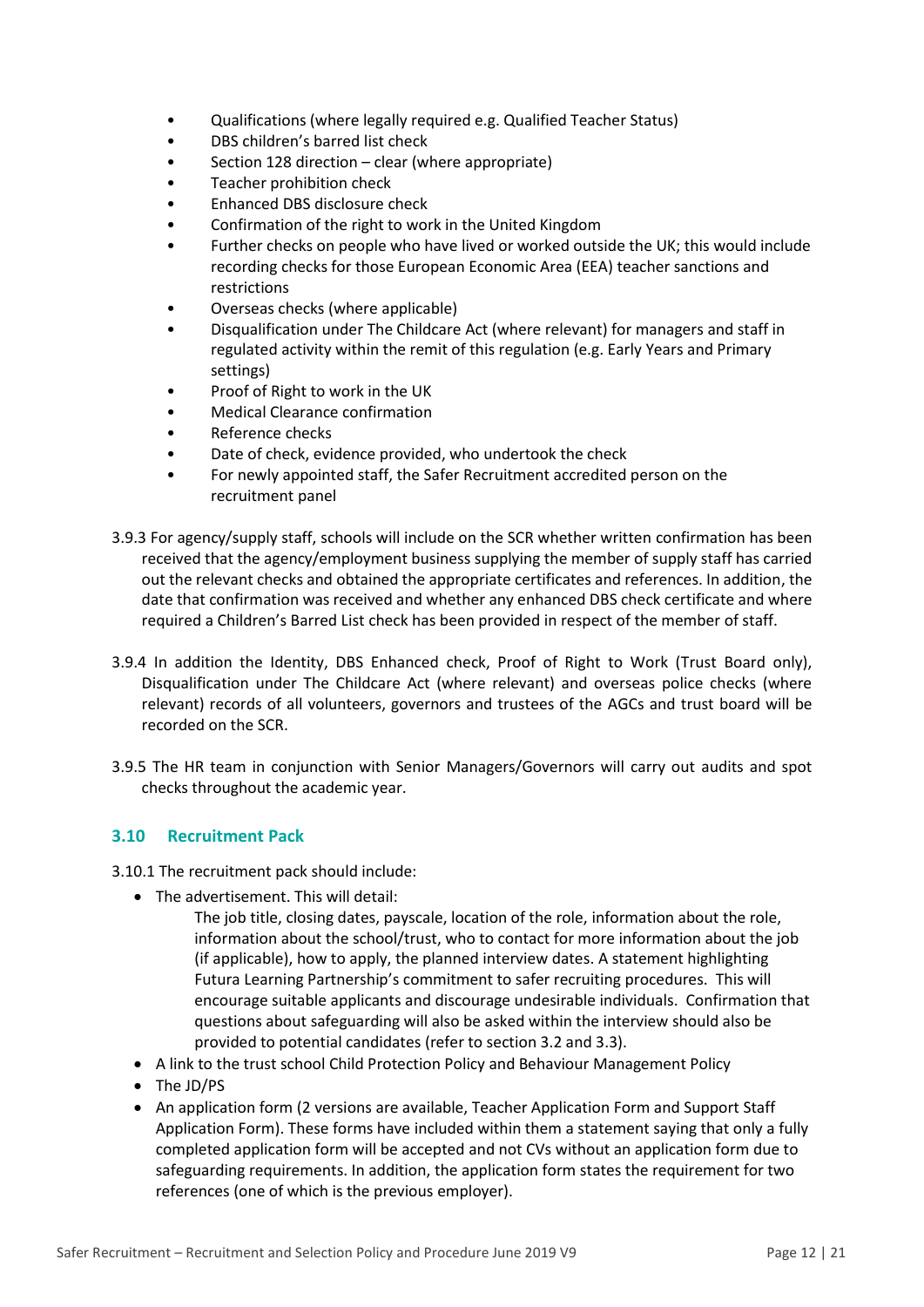- Qualifications (where legally required e.g. Qualified Teacher Status)
- DBS children's barred list check
- Section 128 direction – clear (where appropriate)
- Teacher prohibition check
- Enhanced DBS disclosure check
- Confirmation of the right to work in the United Kingdom
- Further checks on people who have lived or worked outside the UK; this would include recording checks for those European Economic Area (EEA) teacher sanctions and restrictions
- Overseas checks (where applicable)
- Disqualification under The Childcare Act (where relevant) for managers and staff in regulated activity within the remit of this regulation (e.g. Early Years and Primary settings)
- Proof of Right to work in the UK
- Medical Clearance confirmation
- Reference checks
- Date of check, evidence provided, who undertook the check
- For newly appointed staff, the Safer Recruitment accredited person on the recruitment panel

3.9.3 For agency/supply staff, schools will include on the SCR whether written confirmation has been received that the agency/employment business supplying the member of supply staff has carried out the relevant checks and obtained the appropriate certificates and references. In addition, the date that confirmation was received and whether any enhanced DBS check certificate and where required a Children's Barred List check has been provided in respect of the member of staff.

3.9.4 In addition the Identity, DBS Enhanced check, Proof of Right to Work (Trust Board only), Disqualification under The Childcare Act (where relevant) and overseas police checks (where relevant) records of all volunteers, governors and trustees of the AGCs and trust board will be recorded on the SCR.

3.9.5 The HR team in conjunction with Senior Managers/Governors will carry out audits and spot checks throughout the academic year.

### 3.10 Recruitment Pack

3.10.1 The recruitment pack should include:

- The advertisement. This will detail:

  The job title, closing dates, payscale, location of the role, information about the role, information about the school/trust, who to contact for more information about the job (if applicable), how to apply, the planned interview dates. A statement highlighting Futura Learning Partnership's commitment to safer recruiting procedures. This will encourage suitable applicants and discourage undesirable individuals. Confirmation that questions about safeguarding will also be asked within the interview should also be provided to potential candidates (refer to section 3.2 and 3.3).
- A link to the trust school Child Protection Policy and Behaviour Management Policy
- The JD/PS
- An application form (2 versions are available, Teacher Application Form and Support Staff Application Form). These forms have included within them a statement saying that only a fully completed application form will be accepted and not CVs without an application form due to safeguarding requirements. In addition, the application form states the requirement for two references (one of which is the previous employer).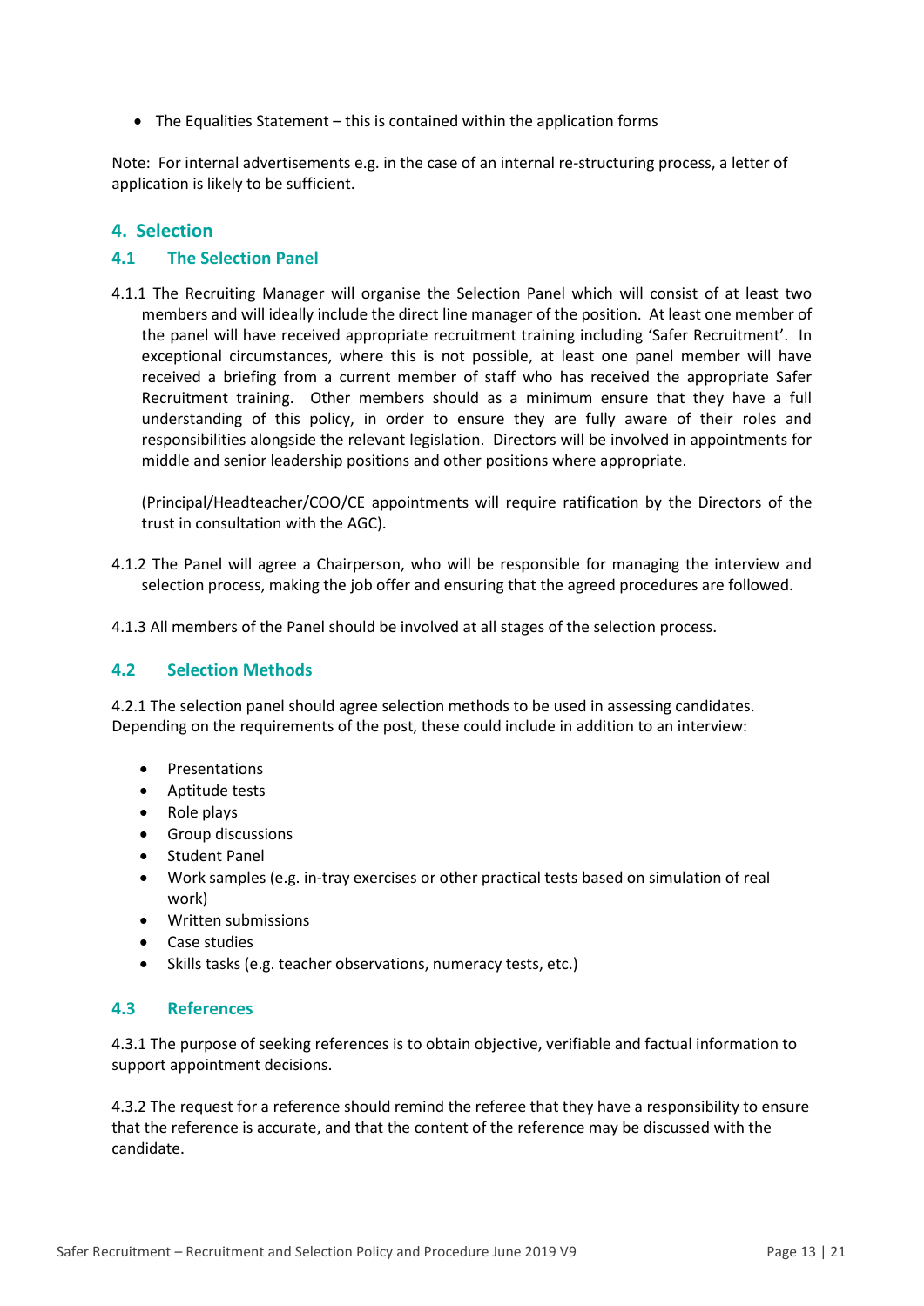- The Equalities Statement – this is contained within the application forms

Note: For internal advertisements e.g. in the case of an internal re-structuring process, a letter of application is likely to be sufficient.

## 4. Selection

### 4.1 The Selection Panel

4.1.1 The Recruiting Manager will organise the Selection Panel which will consist of at least two members and will ideally include the direct line manager of the position. At least one member of the panel will have received appropriate recruitment training including 'Safer Recruitment'. In exceptional circumstances, where this is not possible, at least one panel member will have received a briefing from a current member of staff who has received the appropriate Safer Recruitment training. Other members should as a minimum ensure that they have a full understanding of this policy, in order to ensure they are fully aware of their roles and responsibilities alongside the relevant legislation. Directors will be involved in appointments for middle and senior leadership positions and other positions where appropriate.

(Principal/Headteacher/COO/CE appointments will require ratification by the Directors of the trust in consultation with the AGC).

4.1.2 The Panel will agree a Chairperson, who will be responsible for managing the interview and selection process, making the job offer and ensuring that the agreed procedures are followed.

4.1.3 All members of the Panel should be involved at all stages of the selection process.

### 4.2 Selection Methods

4.2.1 The selection panel should agree selection methods to be used in assessing candidates. Depending on the requirements of the post, these could include in addition to an interview:

- Presentations
- Aptitude tests
- Role plays
- Group discussions
- Student Panel
- Work samples (e.g. in-tray exercises or other practical tests based on simulation of real work)
- Written submissions
- Case studies
- Skills tasks (e.g. teacher observations, numeracy tests, etc.)

### 4.3 References

4.3.1 The purpose of seeking references is to obtain objective, verifiable and factual information to support appointment decisions.

4.3.2 The request for a reference should remind the referee that they have a responsibility to ensure that the reference is accurate, and that the content of the reference may be discussed with the candidate.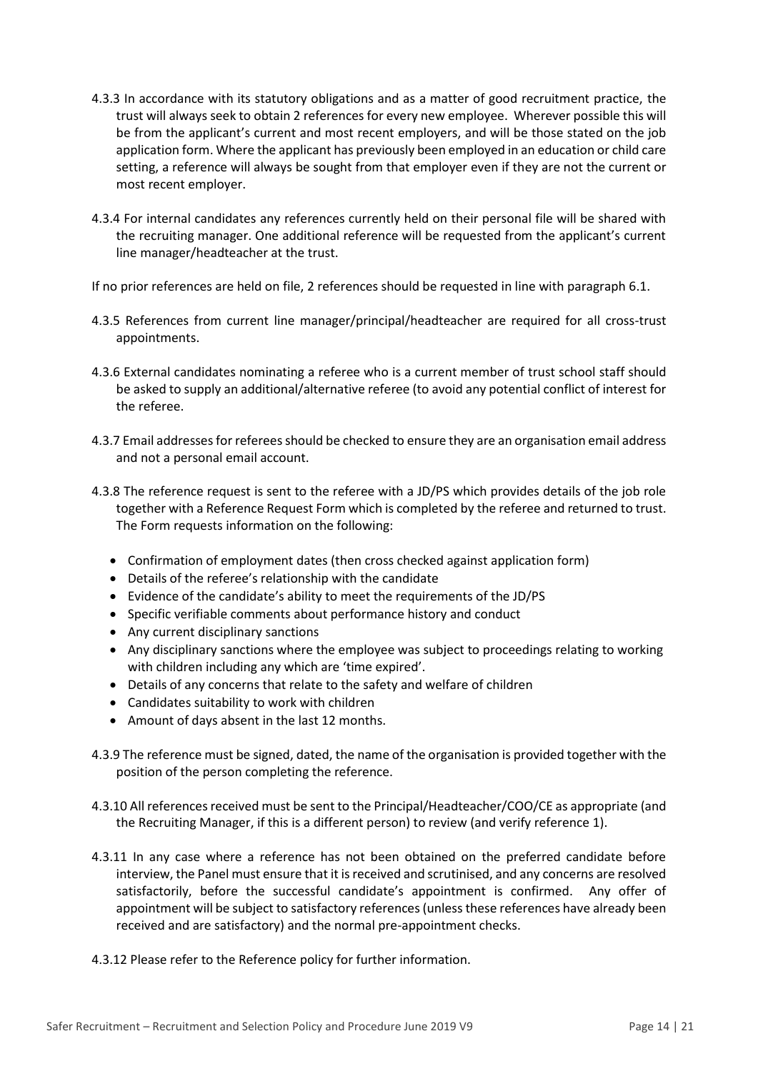4.3.3 In accordance with its statutory obligations and as a matter of good recruitment practice, the trust will always seek to obtain 2 references for every new employee. Wherever possible this will be from the applicant's current and most recent employers, and will be those stated on the job application form. Where the applicant has previously been employed in an education or child care setting, a reference will always be sought from that employer even if they are not the current or most recent employer.

4.3.4 For internal candidates any references currently held on their personal file will be shared with the recruiting manager. One additional reference will be requested from the applicant's current line manager/headteacher at the trust.

If no prior references are held on file, 2 references should be requested in line with paragraph 6.1.

4.3.5 References from current line manager/principal/headteacher are required for all cross-trust appointments.

4.3.6 External candidates nominating a referee who is a current member of trust school staff should be asked to supply an additional/alternative referee (to avoid any potential conflict of interest for the referee.

4.3.7 Email addresses for referees should be checked to ensure they are an organisation email address and not a personal email account.

4.3.8 The reference request is sent to the referee with a JD/PS which provides details of the job role together with a Reference Request Form which is completed by the referee and returned to trust. The Form requests information on the following:

- Confirmation of employment dates (then cross checked against application form)
- Details of the referee's relationship with the candidate
- Evidence of the candidate's ability to meet the requirements of the JD/PS
- Specific verifiable comments about performance history and conduct
- Any current disciplinary sanctions
- Any disciplinary sanctions where the employee was subject to proceedings relating to working with children including any which are 'time expired'.
- Details of any concerns that relate to the safety and welfare of children
- Candidates suitability to work with children
- Amount of days absent in the last 12 months.

4.3.9 The reference must be signed, dated, the name of the organisation is provided together with the position of the person completing the reference.

4.3.10 All references received must be sent to the Principal/Headteacher/COO/CE as appropriate (and the Recruiting Manager, if this is a different person) to review (and verify reference 1).

4.3.11 In any case where a reference has not been obtained on the preferred candidate before interview, the Panel must ensure that it is received and scrutinised, and any concerns are resolved satisfactorily, before the successful candidate's appointment is confirmed. Any offer of appointment will be subject to satisfactory references (unless these references have already been received and are satisfactory) and the normal pre-appointment checks.

4.3.12 Please refer to the Reference policy for further information.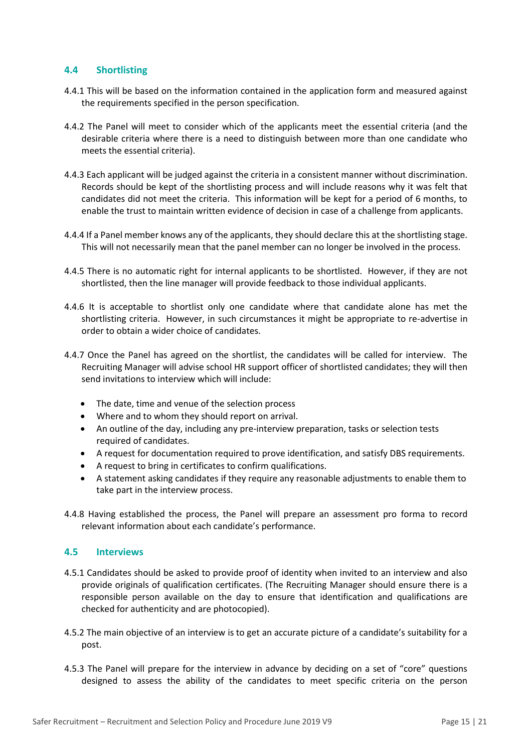## 4.4 Shortlisting

4.4.1 This will be based on the information contained in the application form and measured against the requirements specified in the person specification.

4.4.2 The Panel will meet to consider which of the applicants meet the essential criteria (and the desirable criteria where there is a need to distinguish between more than one candidate who meets the essential criteria).

4.4.3 Each applicant will be judged against the criteria in a consistent manner without discrimination. Records should be kept of the shortlisting process and will include reasons why it was felt that candidates did not meet the criteria. This information will be kept for a period of 6 months, to enable the trust to maintain written evidence of decision in case of a challenge from applicants.

4.4.4 If a Panel member knows any of the applicants, they should declare this at the shortlisting stage. This will not necessarily mean that the panel member can no longer be involved in the process.

4.4.5 There is no automatic right for internal applicants to be shortlisted. However, if they are not shortlisted, then the line manager will provide feedback to those individual applicants.

4.4.6 It is acceptable to shortlist only one candidate where that candidate alone has met the shortlisting criteria. However, in such circumstances it might be appropriate to re-advertise in order to obtain a wider choice of candidates.

4.4.7 Once the Panel has agreed on the shortlist, the candidates will be called for interview. The Recruiting Manager will advise school HR support officer of shortlisted candidates; they will then send invitations to interview which will include:

- The date, time and venue of the selection process
- Where and to whom they should report on arrival.
- An outline of the day, including any pre-interview preparation, tasks or selection tests required of candidates.
- A request for documentation required to prove identification, and satisfy DBS requirements.
- A request to bring in certificates to confirm qualifications.
- A statement asking candidates if they require any reasonable adjustments to enable them to take part in the interview process.

4.4.8 Having established the process, the Panel will prepare an assessment pro forma to record relevant information about each candidate's performance.

## 4.5 Interviews

4.5.1 Candidates should be asked to provide proof of identity when invited to an interview and also provide originals of qualification certificates. (The Recruiting Manager should ensure there is a responsible person available on the day to ensure that identification and qualifications are checked for authenticity and are photocopied).

4.5.2 The main objective of an interview is to get an accurate picture of a candidate's suitability for a post.

4.5.3 The Panel will prepare for the interview in advance by deciding on a set of "core" questions designed to assess the ability of the candidates to meet specific criteria on the person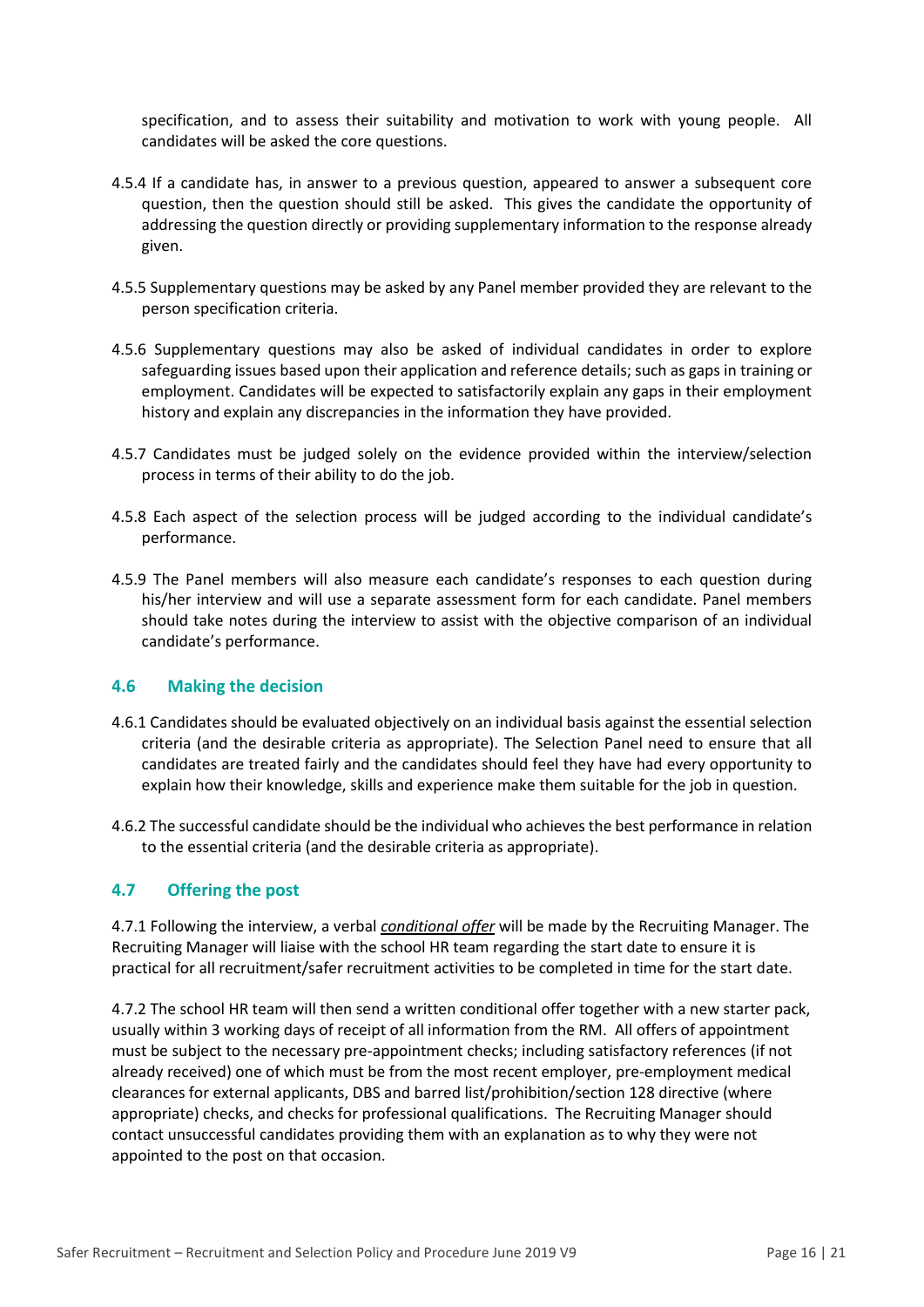specification, and to assess their suitability and motivation to work with young people. All candidates will be asked the core questions.

4.5.4 If a candidate has, in answer to a previous question, appeared to answer a subsequent core question, then the question should still be asked. This gives the candidate the opportunity of addressing the question directly or providing supplementary information to the response already given.

4.5.5 Supplementary questions may be asked by any Panel member provided they are relevant to the person specification criteria.

4.5.6 Supplementary questions may also be asked of individual candidates in order to explore safeguarding issues based upon their application and reference details; such as gaps in training or employment. Candidates will be expected to satisfactorily explain any gaps in their employment history and explain any discrepancies in the information they have provided.

4.5.7 Candidates must be judged solely on the evidence provided within the interview/selection process in terms of their ability to do the job.

4.5.8 Each aspect of the selection process will be judged according to the individual candidate's performance.

4.5.9 The Panel members will also measure each candidate's responses to each question during his/her interview and will use a separate assessment form for each candidate. Panel members should take notes during the interview to assist with the objective comparison of an individual candidate's performance.

### 4.6 Making the decision

4.6.1 Candidates should be evaluated objectively on an individual basis against the essential selection criteria (and the desirable criteria as appropriate). The Selection Panel need to ensure that all candidates are treated fairly and the candidates should feel they have had every opportunity to explain how their knowledge, skills and experience make them suitable for the job in question.

4.6.2 The successful candidate should be the individual who achieves the best performance in relation to the essential criteria (and the desirable criteria as appropriate).

### 4.7 Offering the post

4.7.1 Following the interview, a verbal ***conditional offer*** will be made by the Recruiting Manager. The Recruiting Manager will liaise with the school HR team regarding the start date to ensure it is practical for all recruitment/safer recruitment activities to be completed in time for the start date.

4.7.2 The school HR team will then send a written conditional offer together with a new starter pack, usually within 3 working days of receipt of all information from the RM. All offers of appointment must be subject to the necessary pre-appointment checks; including satisfactory references (if not already received) one of which must be from the most recent employer, pre-employment medical clearances for external applicants, DBS and barred list/prohibition/section 128 directive (where appropriate) checks, and checks for professional qualifications. The Recruiting Manager should contact unsuccessful candidates providing them with an explanation as to why they were not appointed to the post on that occasion.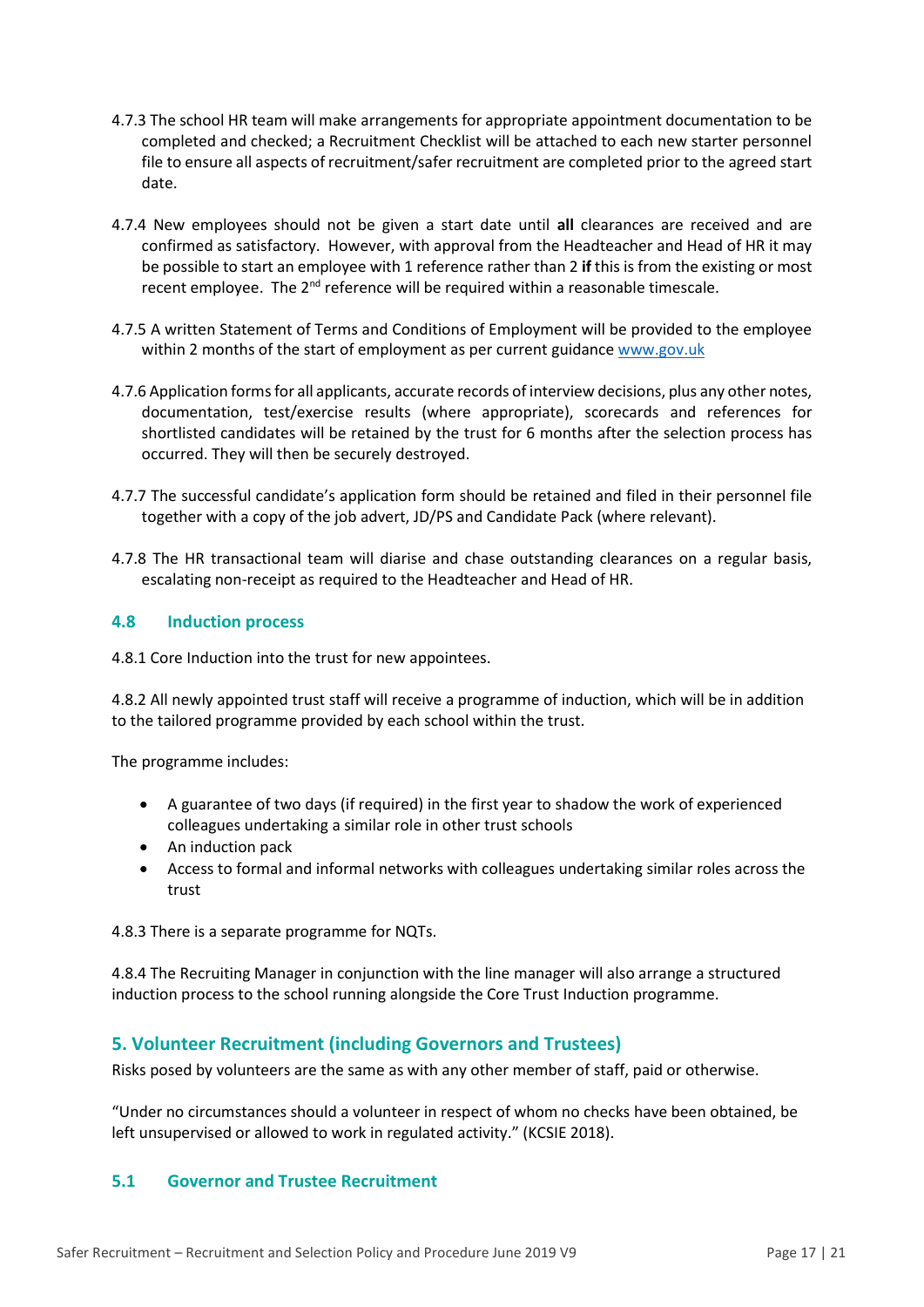4.7.3 The school HR team will make arrangements for appropriate appointment documentation to be completed and checked; a Recruitment Checklist will be attached to each new starter personnel file to ensure all aspects of recruitment/safer recruitment are completed prior to the agreed start date.

4.7.4 New employees should not be given a start date until **all** clearances are received and are confirmed as satisfactory. However, with approval from the Headteacher and Head of HR it may be possible to start an employee with 1 reference rather than 2 **if** this is from the existing or most recent employee. The 2nd reference will be required within a reasonable timescale.

4.7.5 A written Statement of Terms and Conditions of Employment will be provided to the employee within 2 months of the start of employment as per current guidance [www.gov.uk](www.gov.uk)

4.7.6 Application forms for all applicants, accurate records of interview decisions, plus any other notes, documentation, test/exercise results (where appropriate), scorecards and references for shortlisted candidates will be retained by the trust for 6 months after the selection process has occurred. They will then be securely destroyed.

4.7.7 The successful candidate's application form should be retained and filed in their personnel file together with a copy of the job advert, JD/PS and Candidate Pack (where relevant).

4.7.8 The HR transactional team will diarise and chase outstanding clearances on a regular basis, escalating non-receipt as required to the Headteacher and Head of HR.

### 4.8 Induction process

4.8.1 Core Induction into the trust for new appointees.

4.8.2 All newly appointed trust staff will receive a programme of induction, which will be in addition to the tailored programme provided by each school within the trust.

The programme includes:

- A guarantee of two days (if required) in the first year to shadow the work of experienced colleagues undertaking a similar role in other trust schools
- An induction pack
- Access to formal and informal networks with colleagues undertaking similar roles across the trust

4.8.3 There is a separate programme for NQTs.

4.8.4 The Recruiting Manager in conjunction with the line manager will also arrange a structured induction process to the school running alongside the Core Trust Induction programme.

## 5. Volunteer Recruitment (including Governors and Trustees)

Risks posed by volunteers are the same as with any other member of staff, paid or otherwise.

"Under no circumstances should a volunteer in respect of whom no checks have been obtained, be left unsupervised or allowed to work in regulated activity." (KCSIE 2018).

### 5.1 Governor and Trustee Recruitment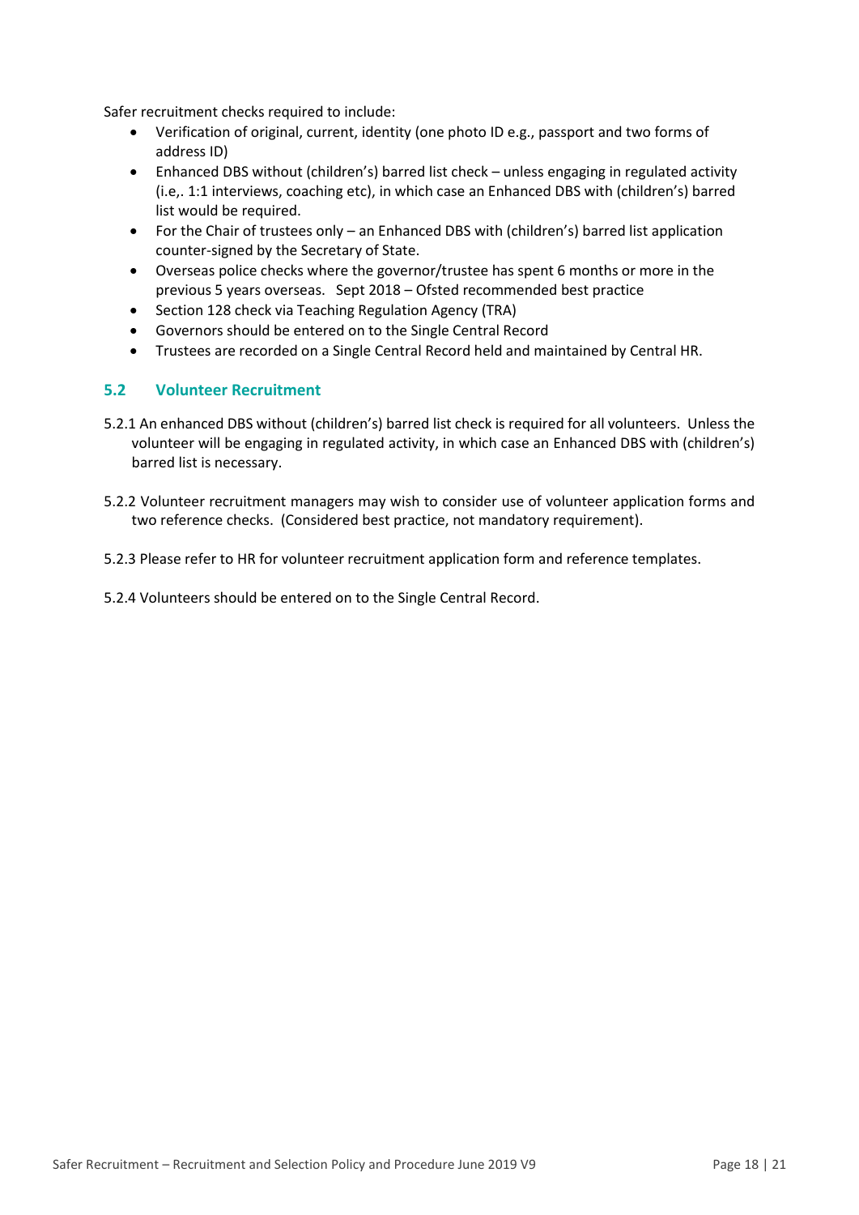Safer recruitment checks required to include:

- Verification of original, current, identity (one photo ID e.g., passport and two forms of address ID)
- Enhanced DBS without (children's) barred list check – unless engaging in regulated activity (i.e,. 1:1 interviews, coaching etc), in which case an Enhanced DBS with (children's) barred list would be required.
- For the Chair of trustees only – an Enhanced DBS with (children's) barred list application counter-signed by the Secretary of State.
- Overseas police checks where the governor/trustee has spent 6 months or more in the previous 5 years overseas. Sept 2018 – Ofsted recommended best practice
- Section 128 check via Teaching Regulation Agency (TRA)
- Governors should be entered on to the Single Central Record
- Trustees are recorded on a Single Central Record held and maintained by Central HR.

## 5.2 Volunteer Recruitment

5.2.1 An enhanced DBS without (children's) barred list check is required for all volunteers. Unless the volunteer will be engaging in regulated activity, in which case an Enhanced DBS with (children's) barred list is necessary.

5.2.2 Volunteer recruitment managers may wish to consider use of volunteer application forms and two reference checks. (Considered best practice, not mandatory requirement).

5.2.3 Please refer to HR for volunteer recruitment application form and reference templates.

5.2.4 Volunteers should be entered on to the Single Central Record.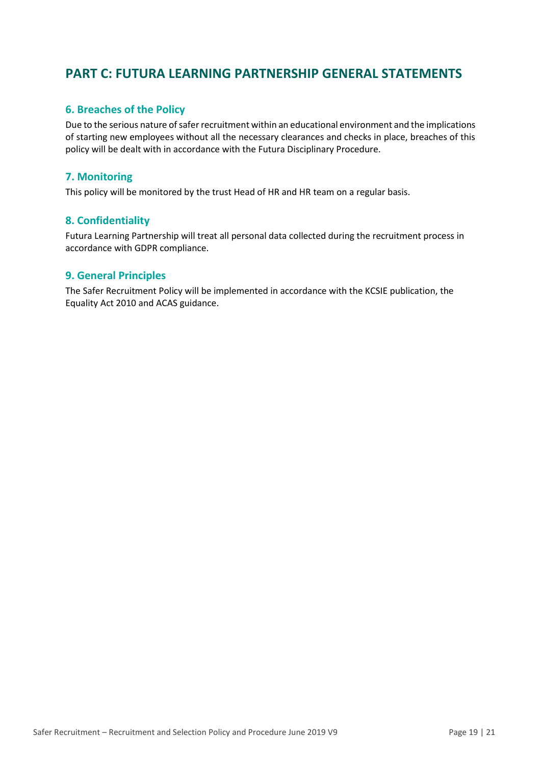# PART C: FUTURA LEARNING PARTNERSHIP GENERAL STATEMENTS

## 6. Breaches of the Policy

Due to the serious nature of safer recruitment within an educational environment and the implications of starting new employees without all the necessary clearances and checks in place, breaches of this policy will be dealt with in accordance with the Futura Disciplinary Procedure.

## 7. Monitoring

This policy will be monitored by the trust Head of HR and HR team on a regular basis.

## 8. Confidentiality

Futura Learning Partnership will treat all personal data collected during the recruitment process in accordance with GDPR compliance.

## 9. General Principles

The Safer Recruitment Policy will be implemented in accordance with the KCSIE publication, the Equality Act 2010 and ACAS guidance.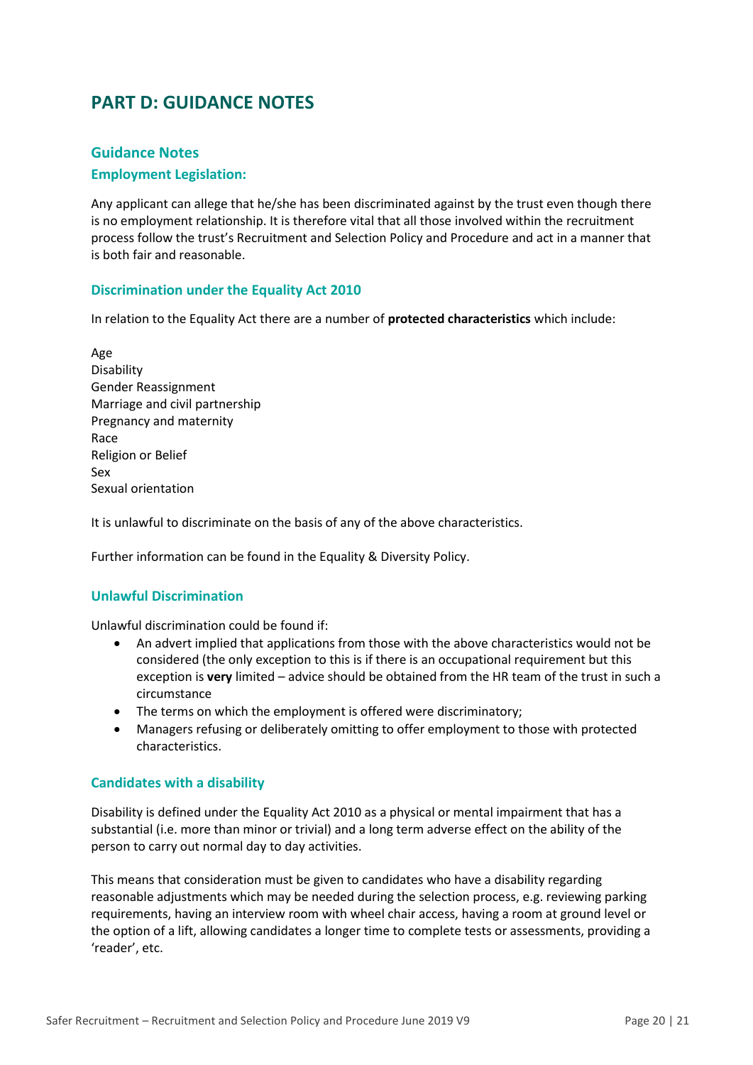# PART D: GUIDANCE NOTES

## Guidance Notes

### Employment Legislation:

Any applicant can allege that he/she has been discriminated against by the trust even though there is no employment relationship. It is therefore vital that all those involved within the recruitment process follow the trust's Recruitment and Selection Policy and Procedure and act in a manner that is both fair and reasonable.

### Discrimination under the Equality Act 2010

In relation to the Equality Act there are a number of **protected characteristics** which include:

Age
Disability
Gender Reassignment
Marriage and civil partnership
Pregnancy and maternity
Race
Religion or Belief
Sex
Sexual orientation

It is unlawful to discriminate on the basis of any of the above characteristics.

Further information can be found in the Equality & Diversity Policy.

### Unlawful Discrimination

Unlawful discrimination could be found if:

- An advert implied that applications from those with the above characteristics would not be considered (the only exception to this is if there is an occupational requirement but this exception is **very** limited – advice should be obtained from the HR team of the trust in such a circumstance
- The terms on which the employment is offered were discriminatory;
- Managers refusing or deliberately omitting to offer employment to those with protected characteristics.

### Candidates with a disability

Disability is defined under the Equality Act 2010 as a physical or mental impairment that has a substantial (i.e. more than minor or trivial) and a long term adverse effect on the ability of the person to carry out normal day to day activities.

This means that consideration must be given to candidates who have a disability regarding reasonable adjustments which may be needed during the selection process, e.g. reviewing parking requirements, having an interview room with wheel chair access, having a room at ground level or the option of a lift, allowing candidates a longer time to complete tests or assessments, providing a 'reader', etc.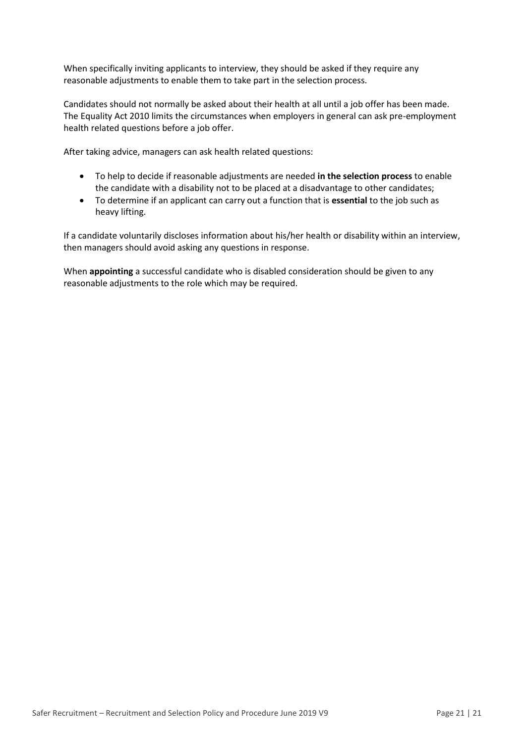When specifically inviting applicants to interview, they should be asked if they require any reasonable adjustments to enable them to take part in the selection process.

Candidates should not normally be asked about their health at all until a job offer has been made. The Equality Act 2010 limits the circumstances when employers in general can ask pre-employment health related questions before a job offer.

After taking advice, managers can ask health related questions:

- To help to decide if reasonable adjustments are needed **in the selection process** to enable the candidate with a disability not to be placed at a disadvantage to other candidates;
- To determine if an applicant can carry out a function that is **essential** to the job such as heavy lifting.

If a candidate voluntarily discloses information about his/her health or disability within an interview, then managers should avoid asking any questions in response.

When **appointing** a successful candidate who is disabled consideration should be given to any reasonable adjustments to the role which may be required.